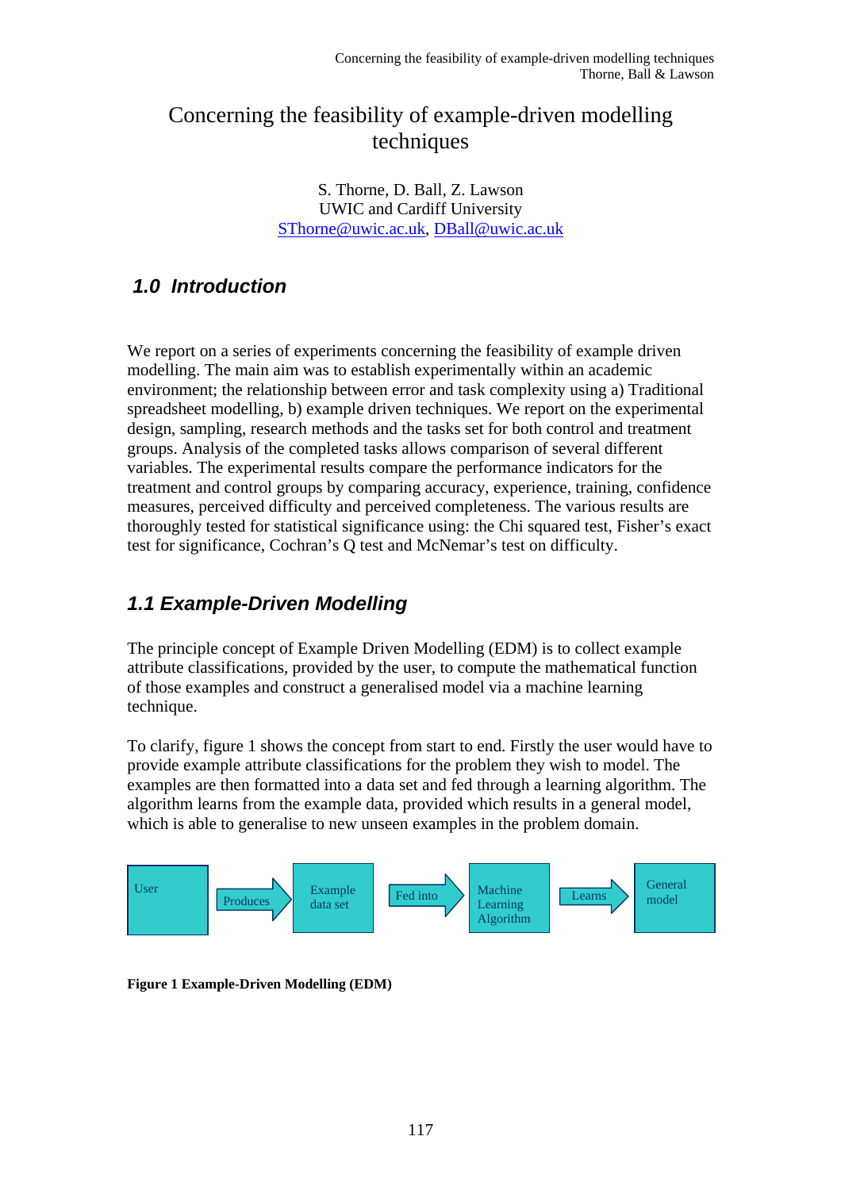# Concerning the feasibility of example-driven modelling techniques

S. Thorne, D. Ball, Z. Lawson
UWIC and Cardiff University
SThorne@uwic.ac.uk, DBall@uwic.ac.uk

## 1.0 Introduction

We report on a series of experiments concerning the feasibility of example driven modelling. The main aim was to establish experimentally within an academic environment; the relationship between error and task complexity using a) Traditional spreadsheet modelling, b) example driven techniques. We report on the experimental design, sampling, research methods and the tasks set for both control and treatment groups. Analysis of the completed tasks allows comparison of several different variables. The experimental results compare the performance indicators for the treatment and control groups by comparing accuracy, experience, training, confidence measures, perceived difficulty and perceived completeness. The various results are thoroughly tested for statistical significance using: the Chi squared test, Fisher's exact test for significance, Cochran's Q test and McNemar's test on difficulty.

## 1.1 Example-Driven Modelling

The principle concept of Example Driven Modelling (EDM) is to collect example attribute classifications, provided by the user, to compute the mathematical function of those examples and construct a generalised model via a machine learning technique.

To clarify, figure 1 shows the concept from start to end. Firstly the user would have to provide example attribute classifications for the problem they wish to model. The examples are then formatted into a data set and fed through a learning algorithm. The algorithm learns from the example data, provided which results in a general model, which is able to generalise to new unseen examples in the problem domain.

User → Produces → Example data set → Fed into → Machine Learning Algorithm → Learns → General model

**Figure 1 Example-Driven Modelling (EDM)**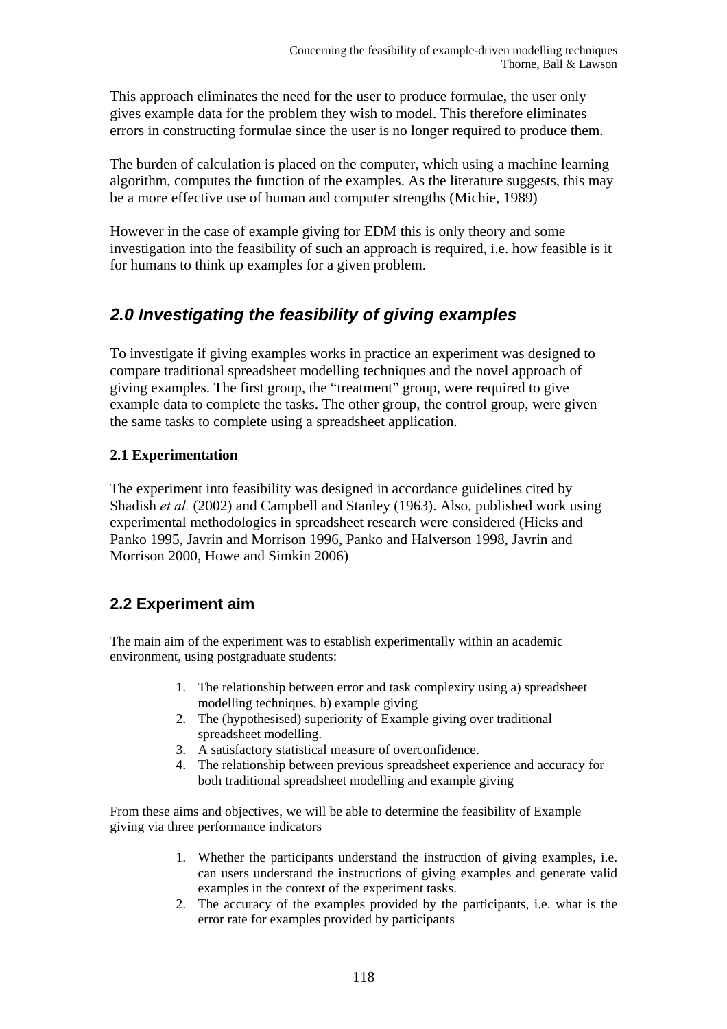This approach eliminates the need for the user to produce formulae, the user only gives example data for the problem they wish to model. This therefore eliminates errors in constructing formulae since the user is no longer required to produce them.

The burden of calculation is placed on the computer, which using a machine learning algorithm, computes the function of the examples. As the literature suggests, this may be a more effective use of human and computer strengths (Michie, 1989)

However in the case of example giving for EDM this is only theory and some investigation into the feasibility of such an approach is required, i.e. how feasible is it for humans to think up examples for a given problem.

## *2.0 Investigating the feasibility of giving examples*

To investigate if giving examples works in practice an experiment was designed to compare traditional spreadsheet modelling techniques and the novel approach of giving examples. The first group, the "treatment" group, were required to give example data to complete the tasks. The other group, the control group, were given the same tasks to complete using a spreadsheet application.

### 2.1 Experimentation

The experiment into feasibility was designed in accordance guidelines cited by Shadish *et al.* (2002) and Campbell and Stanley (1963). Also, published work using experimental methodologies in spreadsheet research were considered (Hicks and Panko 1995, Javrin and Morrison 1996, Panko and Halverson 1998, Javrin and Morrison 2000, Howe and Simkin 2006)

## 2.2 Experiment aim

The main aim of the experiment was to establish experimentally within an academic environment, using postgraduate students:

1. The relationship between error and task complexity using a) spreadsheet modelling techniques, b) example giving
2. The (hypothesised) superiority of Example giving over traditional spreadsheet modelling.
3. A satisfactory statistical measure of overconfidence.
4. The relationship between previous spreadsheet experience and accuracy for both traditional spreadsheet modelling and example giving

From these aims and objectives, we will be able to determine the feasibility of Example giving via three performance indicators

1. Whether the participants understand the instruction of giving examples, i.e. can users understand the instructions of giving examples and generate valid examples in the context of the experiment tasks.
2. The accuracy of the examples provided by the participants, i.e. what is the error rate for examples provided by participants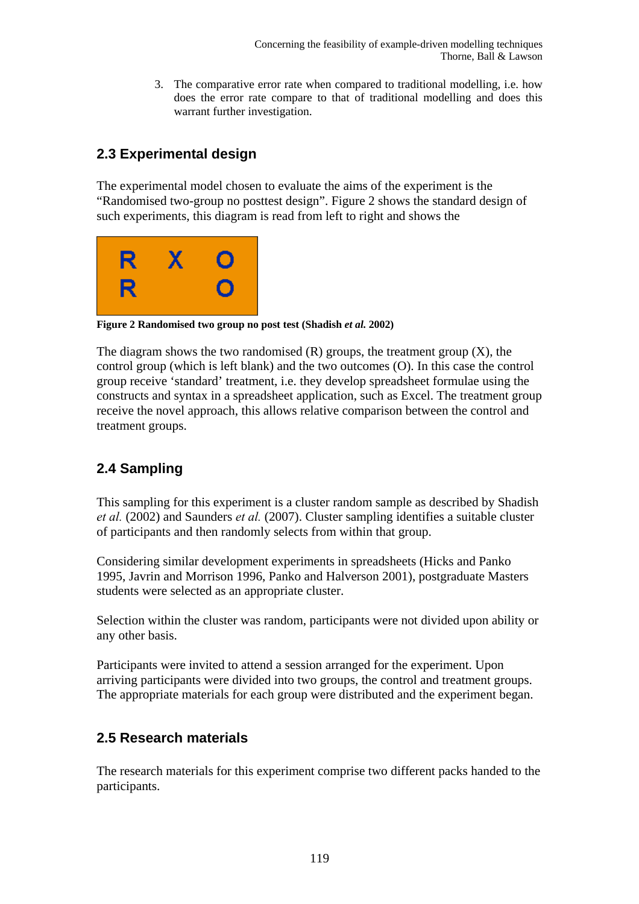3. The comparative error rate when compared to traditional modelling, i.e. how does the error rate compare to that of traditional modelling and does this warrant further investigation.

## 2.3 Experimental design

The experimental model chosen to evaluate the aims of the experiment is the "Randomised two-group no posttest design". Figure 2 shows the standard design of such experiments, this diagram is read from left to right and shows the

| R | X | O |
|---|---|---|
| R |   | O |

**Figure 2 Randomised two group no post test (Shadish *et al.* 2002)**

The diagram shows the two randomised (R) groups, the treatment group (X), the control group (which is left blank) and the two outcomes (O). In this case the control group receive 'standard' treatment, i.e. they develop spreadsheet formulae using the constructs and syntax in a spreadsheet application, such as Excel. The treatment group receive the novel approach, this allows relative comparison between the control and treatment groups.

## 2.4 Sampling

This sampling for this experiment is a cluster random sample as described by Shadish *et al.* (2002) and Saunders *et al.* (2007). Cluster sampling identifies a suitable cluster of participants and then randomly selects from within that group.

Considering similar development experiments in spreadsheets (Hicks and Panko 1995, Javrin and Morrison 1996, Panko and Halverson 2001), postgraduate Masters students were selected as an appropriate cluster.

Selection within the cluster was random, participants were not divided upon ability or any other basis.

Participants were invited to attend a session arranged for the experiment. Upon arriving participants were divided into two groups, the control and treatment groups. The appropriate materials for each group were distributed and the experiment began.

## 2.5 Research materials

The research materials for this experiment comprise two different packs handed to the participants.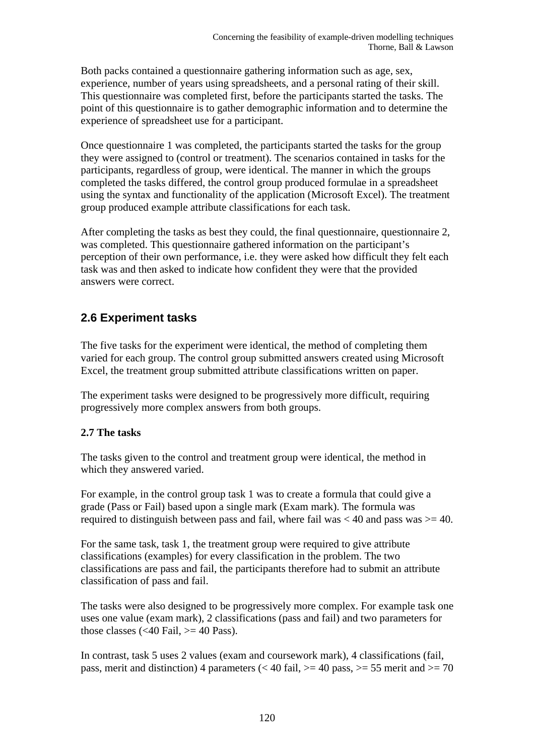Both packs contained a questionnaire gathering information such as age, sex, experience, number of years using spreadsheets, and a personal rating of their skill. This questionnaire was completed first, before the participants started the tasks. The point of this questionnaire is to gather demographic information and to determine the experience of spreadsheet use for a participant.

Once questionnaire 1 was completed, the participants started the tasks for the group they were assigned to (control or treatment). The scenarios contained in tasks for the participants, regardless of group, were identical. The manner in which the groups completed the tasks differed, the control group produced formulae in a spreadsheet using the syntax and functionality of the application (Microsoft Excel). The treatment group produced example attribute classifications for each task.

After completing the tasks as best they could, the final questionnaire, questionnaire 2, was completed. This questionnaire gathered information on the participant's perception of their own performance, i.e. they were asked how difficult they felt each task was and then asked to indicate how confident they were that the provided answers were correct.

## 2.6 Experiment tasks

The five tasks for the experiment were identical, the method of completing them varied for each group. The control group submitted answers created using Microsoft Excel, the treatment group submitted attribute classifications written on paper.

The experiment tasks were designed to be progressively more difficult, requiring progressively more complex answers from both groups.

### 2.7 The tasks

The tasks given to the control and treatment group were identical, the method in which they answered varied.

For example, in the control group task 1 was to create a formula that could give a grade (Pass or Fail) based upon a single mark (Exam mark). The formula was required to distinguish between pass and fail, where fail was < 40 and pass was >= 40.

For the same task, task 1, the treatment group were required to give attribute classifications (examples) for every classification in the problem. The two classifications are pass and fail, the participants therefore had to submit an attribute classification of pass and fail.

The tasks were also designed to be progressively more complex. For example task one uses one value (exam mark), 2 classifications (pass and fail) and two parameters for those classes (<40 Fail, >= 40 Pass).

In contrast, task 5 uses 2 values (exam and coursework mark), 4 classifications (fail, pass, merit and distinction) 4 parameters (< 40 fail, >= 40 pass, >= 55 merit and >= 70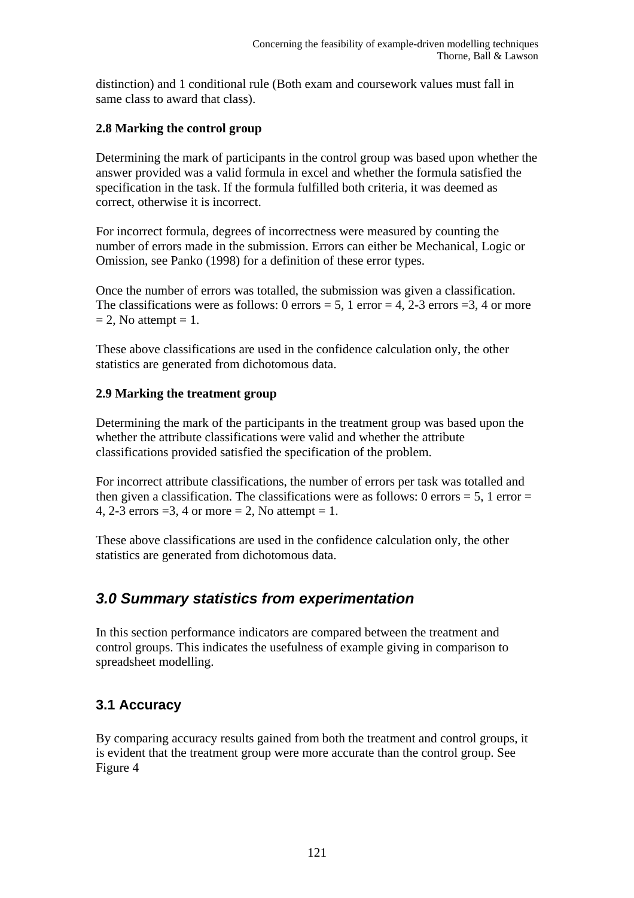distinction) and 1 conditional rule (Both exam and coursework values must fall in same class to award that class).

**2.8 Marking the control group**

Determining the mark of participants in the control group was based upon whether the answer provided was a valid formula in excel and whether the formula satisfied the specification in the task. If the formula fulfilled both criteria, it was deemed as correct, otherwise it is incorrect.

For incorrect formula, degrees of incorrectness were measured by counting the number of errors made in the submission. Errors can either be Mechanical, Logic or Omission, see Panko (1998) for a definition of these error types.

Once the number of errors was totalled, the submission was given a classification. The classifications were as follows: 0 errors = 5, 1 error = 4, 2-3 errors =3, 4 or more = 2, No attempt = 1.

These above classifications are used in the confidence calculation only, the other statistics are generated from dichotomous data.

**2.9 Marking the treatment group**

Determining the mark of the participants in the treatment group was based upon the whether the attribute classifications were valid and whether the attribute classifications provided satisfied the specification of the problem.

For incorrect attribute classifications, the number of errors per task was totalled and then given a classification. The classifications were as follows: 0 errors = 5, 1 error = 4, 2-3 errors =3, 4 or more = 2, No attempt = 1.

These above classifications are used in the confidence calculation only, the other statistics are generated from dichotomous data.

## *3.0 Summary statistics from experimentation*

In this section performance indicators are compared between the treatment and control groups. This indicates the usefulness of example giving in comparison to spreadsheet modelling.

### 3.1 Accuracy

By comparing accuracy results gained from both the treatment and control groups, it is evident that the treatment group were more accurate than the control group. See Figure 4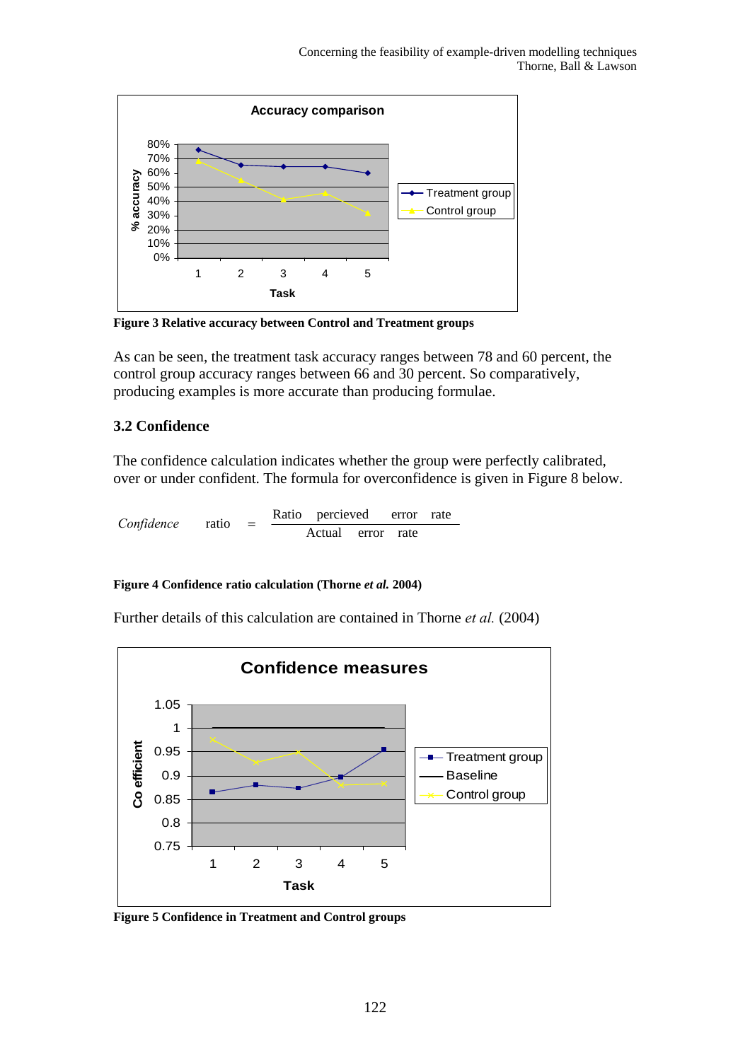Figure 3 Relative accuracy between Control and Treatment groups

As can be seen, the treatment task accuracy ranges between 78 and 60 percent, the control group accuracy ranges between 66 and 30 percent. So comparatively, producing examples is more accurate than producing formulae.

### 3.2 Confidence

The confidence calculation indicates whether the group were perfectly calibrated, over or under confident. The formula for overconfidence is given in Figure 8 below.

$$\textit{Confidence} \quad \text{ratio} = \frac{\text{Ratio} \quad \text{percieved} \quad \text{error} \quad \text{rate}}{\text{Actual} \quad \text{error} \quad \text{rate}}$$

**Figure 4 Confidence ratio calculation (Thorne *et al.* 2004)**

Further details of this calculation are contained in Thorne *et al.* (2004)

**Figure 5 Confidence in Treatment and Control groups**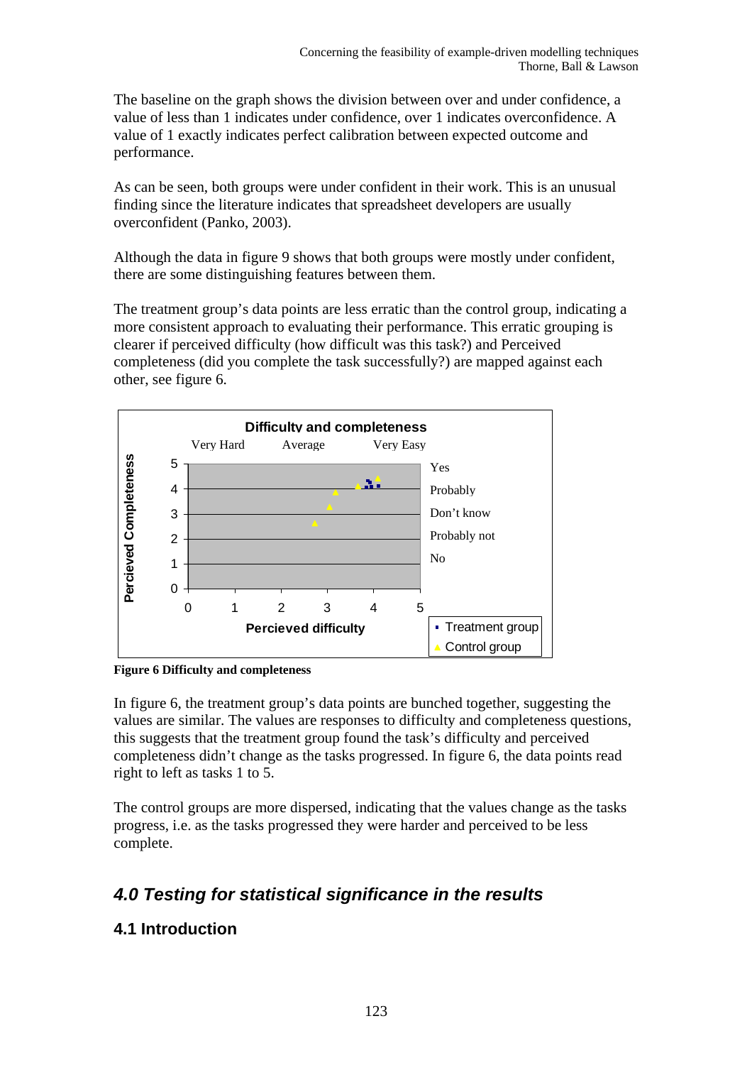The baseline on the graph shows the division between over and under confidence, a value of less than 1 indicates under confidence, over 1 indicates overconfidence. A value of 1 exactly indicates perfect calibration between expected outcome and performance.

As can be seen, both groups were under confident in their work. This is an unusual finding since the literature indicates that spreadsheet developers are usually overconfident (Panko, 2003).

Although the data in figure 9 shows that both groups were mostly under confident, there are some distinguishing features between them.

The treatment group's data points are less erratic than the control group, indicating a more consistent approach to evaluating their performance. This erratic grouping is clearer if perceived difficulty (how difficult was this task?) and Perceived completeness (did you complete the task successfully?) are mapped against each other, see figure 6.

**Figure 6 Difficulty and completeness**

In figure 6, the treatment group's data points are bunched together, suggesting the values are similar. The values are responses to difficulty and completeness questions, this suggests that the treatment group found the task's difficulty and perceived completeness didn't change as the tasks progressed. In figure 6, the data points read right to left as tasks 1 to 5.

The control groups are more dispersed, indicating that the values change as the tasks progress, i.e. as the tasks progressed they were harder and perceived to be less complete.

## *4.0 Testing for statistical significance in the results*

### 4.1 Introduction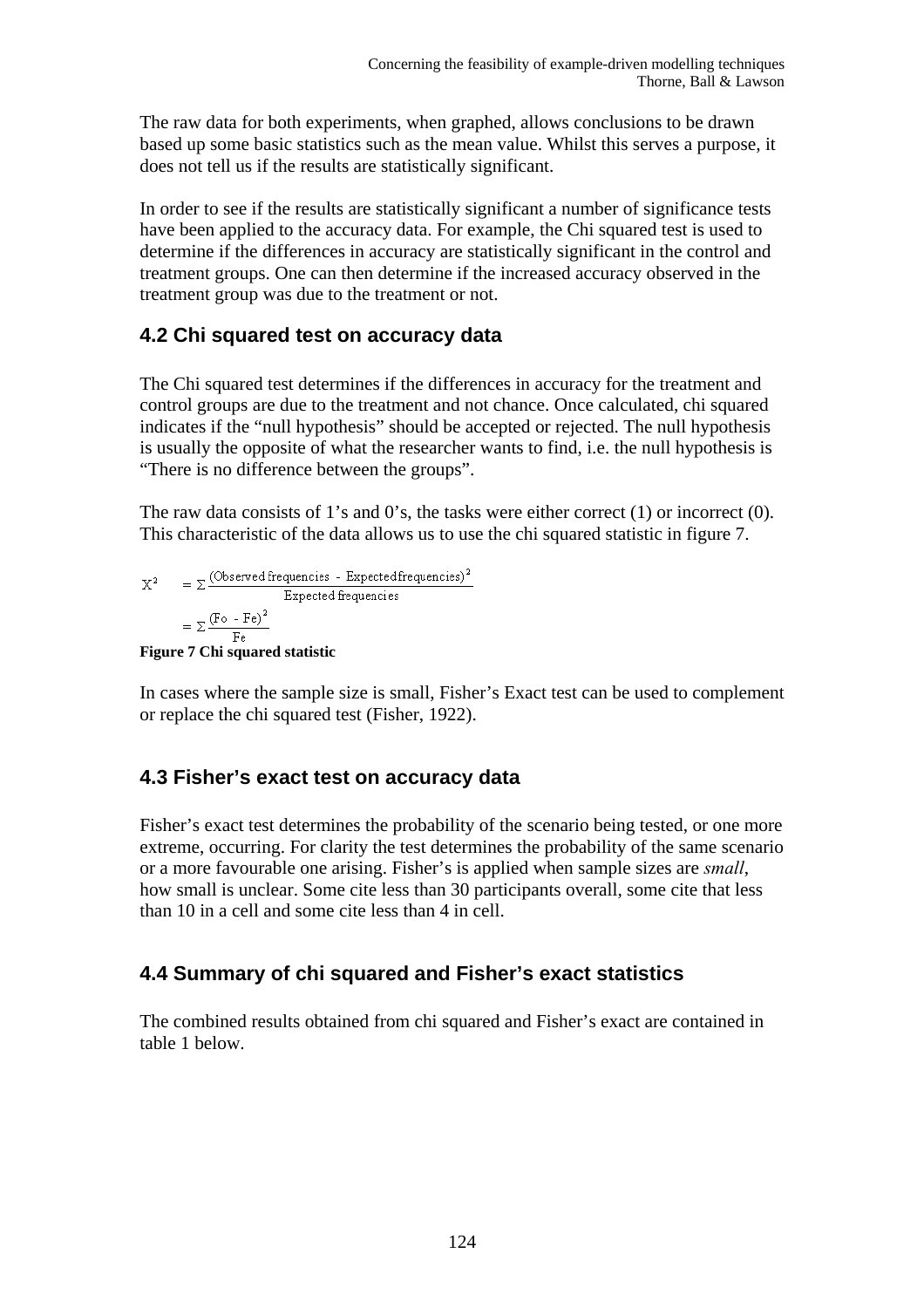The raw data for both experiments, when graphed, allows conclusions to be drawn based up some basic statistics such as the mean value. Whilst this serves a purpose, it does not tell us if the results are statistically significant.

In order to see if the results are statistically significant a number of significance tests have been applied to the accuracy data. For example, the Chi squared test is used to determine if the differences in accuracy are statistically significant in the control and treatment groups. One can then determine if the increased accuracy observed in the treatment group was due to the treatment or not.

### 4.2 Chi squared test on accuracy data

The Chi squared test determines if the differences in accuracy for the treatment and control groups are due to the treatment and not chance. Once calculated, chi squared indicates if the "null hypothesis" should be accepted or rejected. The null hypothesis is usually the opposite of what the researcher wants to find, i.e. the null hypothesis is "There is no difference between the groups".

The raw data consists of 1's and 0's, the tasks were either correct (1) or incorrect (0). This characteristic of the data allows us to use the chi squared statistic in figure 7.

$$X^2 = \Sigma \frac{(\text{Observed frequencies} - \text{Expected frequencies})^2}{\text{Expected frequencies}}$$

$$= \Sigma \frac{(\text{Fo} - \text{Fe})^2}{\text{Fe}}$$

**Figure 7 Chi squared statistic**

In cases where the sample size is small, Fisher's Exact test can be used to complement or replace the chi squared test (Fisher, 1922).

### 4.3 Fisher's exact test on accuracy data

Fisher's exact test determines the probability of the scenario being tested, or one more extreme, occurring. For clarity the test determines the probability of the same scenario or a more favourable one arising. Fisher's is applied when sample sizes are *small*, how small is unclear. Some cite less than 30 participants overall, some cite that less than 10 in a cell and some cite less than 4 in cell.

### 4.4 Summary of chi squared and Fisher's exact statistics

The combined results obtained from chi squared and Fisher's exact are contained in table 1 below.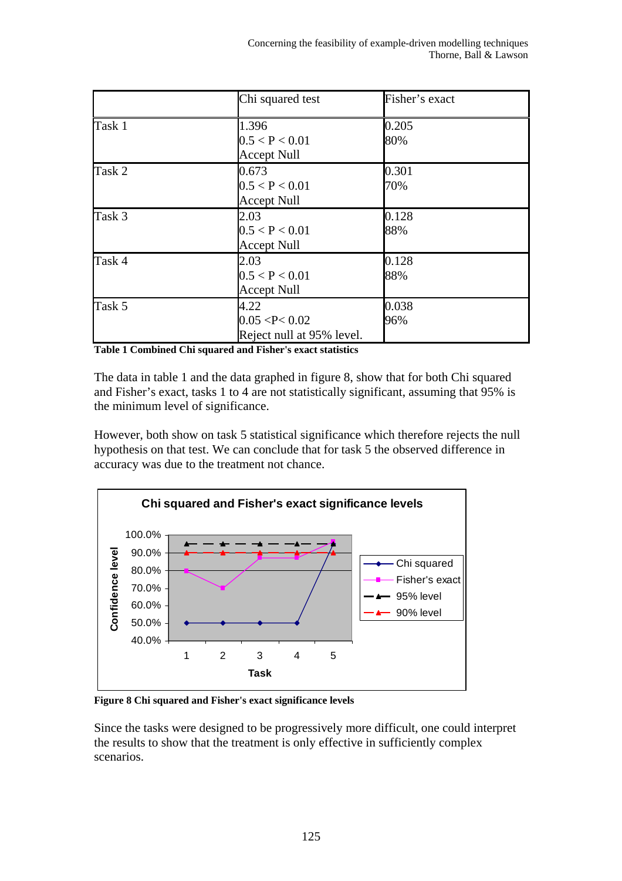| | Chi squared test | Fisher's exact |
|---|---|---|
| Task 1 | 1.396<br>$0.5 < P < 0.01$<br>Accept Null | 0.205<br>80% |
| Task 2 | 0.673<br>$0.5 < P < 0.01$<br>Accept Null | 0.301<br>70% |
| Task 3 | 2.03<br>$0.5 < P < 0.01$<br>Accept Null | 0.128<br>88% |
| Task 4 | 2.03<br>$0.5 < P < 0.01$<br>Accept Null | 0.128<br>88% |
| Task 5 | 4.22<br>$0.05 < P < 0.02$<br>Reject null at 95% level. | 0.038<br>96% |

**Table 1 Combined Chi squared and Fisher's exact statistics**

The data in table 1 and the data graphed in figure 8, show that for both Chi squared and Fisher's exact, tasks 1 to 4 are not statistically significant, assuming that 95% is the minimum level of significance.

However, both show on task 5 statistical significance which therefore rejects the null hypothesis on that test. We can conclude that for task 5 the observed difference in accuracy was due to the treatment not chance.

**Figure 8 Chi squared and Fisher's exact significance levels**

Since the tasks were designed to be progressively more difficult, one could interpret the results to show that the treatment is only effective in sufficiently complex scenarios.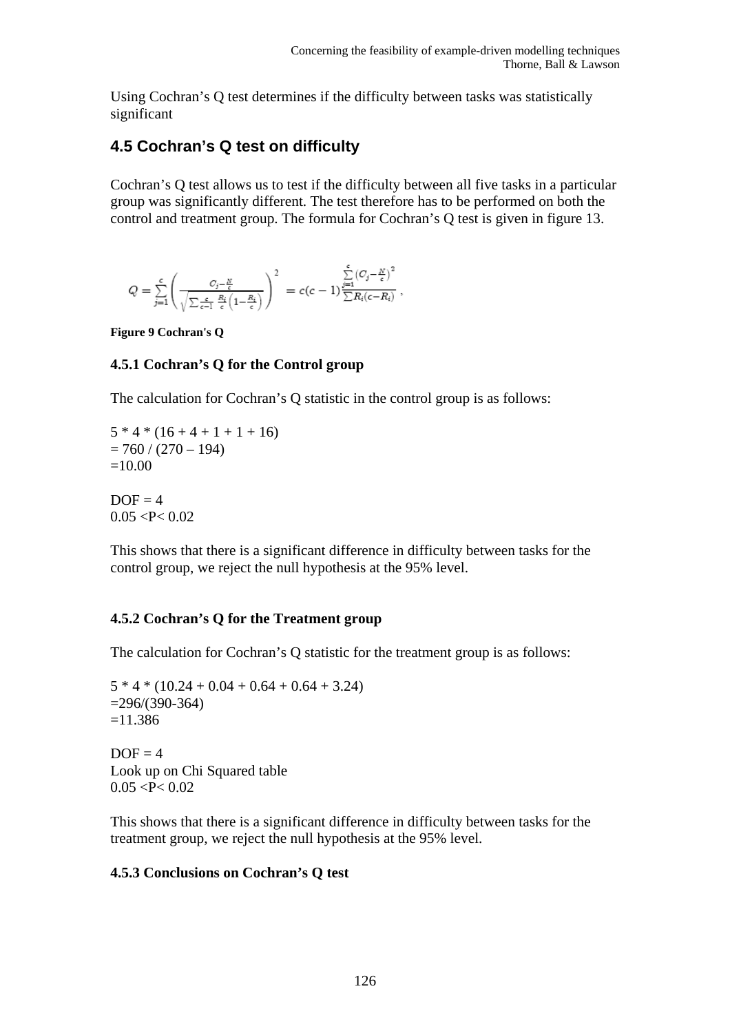Using Cochran's Q test determines if the difficulty between tasks was statistically significant

## 4.5 Cochran's Q test on difficulty

Cochran's Q test allows us to test if the difficulty between all five tasks in a particular group was significantly different. The test therefore has to be performed on both the control and treatment group. The formula for Cochran's Q test is given in figure 13.

$$Q = \sum_{j=1}^{c} \left( \frac{C_j - \frac{N}{c}}{\sqrt{\sum \frac{c}{c-1} \frac{R_i}{c}\left(1 - \frac{R_i}{c}\right)}} \right)^2 = c(c-1)\frac{\sum_{j=1}^{c}\left(C_j - \frac{N}{c}\right)^2}{\sum R_i(c - R_i)},$$

**Figure 9 Cochran's Q**

### 4.5.1 Cochran's Q for the Control group

The calculation for Cochran's Q statistic in the control group is as follows:

5 * 4 * (16 + 4 + 1 + 1 + 16)
= 760 / (270 – 194)
=10.00

DOF = 4
0.05 <P< 0.02

This shows that there is a significant difference in difficulty between tasks for the control group, we reject the null hypothesis at the 95% level.

### 4.5.2 Cochran's Q for the Treatment group

The calculation for Cochran's Q statistic for the treatment group is as follows:

5 * 4 * (10.24 + 0.04 + 0.64 + 0.64 + 3.24)
=296/(390-364)
=11.386

DOF = 4
Look up on Chi Squared table
0.05 <P< 0.02

This shows that there is a significant difference in difficulty between tasks for the treatment group, we reject the null hypothesis at the 95% level.

### 4.5.3 Conclusions on Cochran's Q test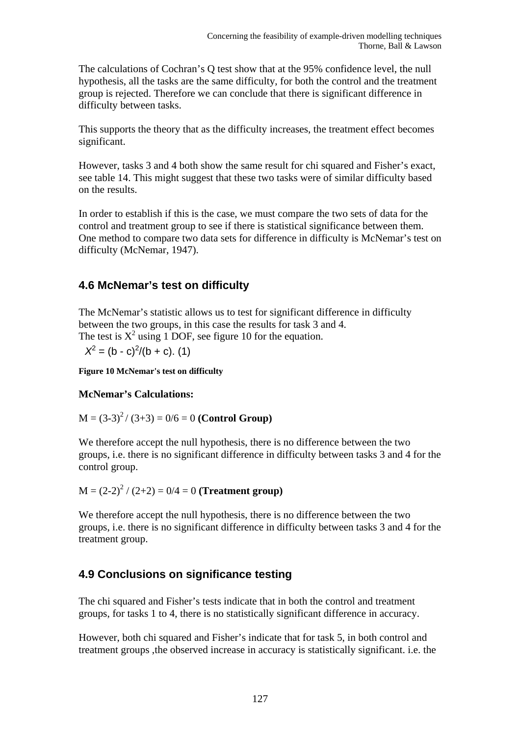The calculations of Cochran's Q test show that at the 95% confidence level, the null hypothesis, all the tasks are the same difficulty, for both the control and the treatment group is rejected. Therefore we can conclude that there is significant difference in difficulty between tasks.

This supports the theory that as the difficulty increases, the treatment effect becomes significant.

However, tasks 3 and 4 both show the same result for chi squared and Fisher's exact, see table 14. This might suggest that these two tasks were of similar difficulty based on the results.

In order to establish if this is the case, we must compare the two sets of data for the control and treatment group to see if there is statistical significance between them. One method to compare two data sets for difference in difficulty is McNemar's test on difficulty (McNemar, 1947).

## 4.6 McNemar's test on difficulty

The McNemar's statistic allows us to test for significant difference in difficulty between the two groups, in this case the results for task 3 and 4.
The test is $X^2$ using 1 DOF, see figure 10 for the equation.

$$X^2 = (b - c)^2/(b + c). \quad (1)$$

**Figure 10 McNemar's test on difficulty**

**McNemar's Calculations:**

$M = (3-3)^2 / (3+3) = 0/6 = 0$ **(Control Group)**

We therefore accept the null hypothesis, there is no difference between the two groups, i.e. there is no significant difference in difficulty between tasks 3 and 4 for the control group.

$M = (2-2)^2 / (2+2) = 0/4 = 0$ **(Treatment group)**

We therefore accept the null hypothesis, there is no difference between the two groups, i.e. there is no significant difference in difficulty between tasks 3 and 4 for the treatment group.

## 4.9 Conclusions on significance testing

The chi squared and Fisher's tests indicate that in both the control and treatment groups, for tasks 1 to 4, there is no statistically significant difference in accuracy.

However, both chi squared and Fisher's indicate that for task 5, in both control and treatment groups ,the observed increase in accuracy is statistically significant. i.e. the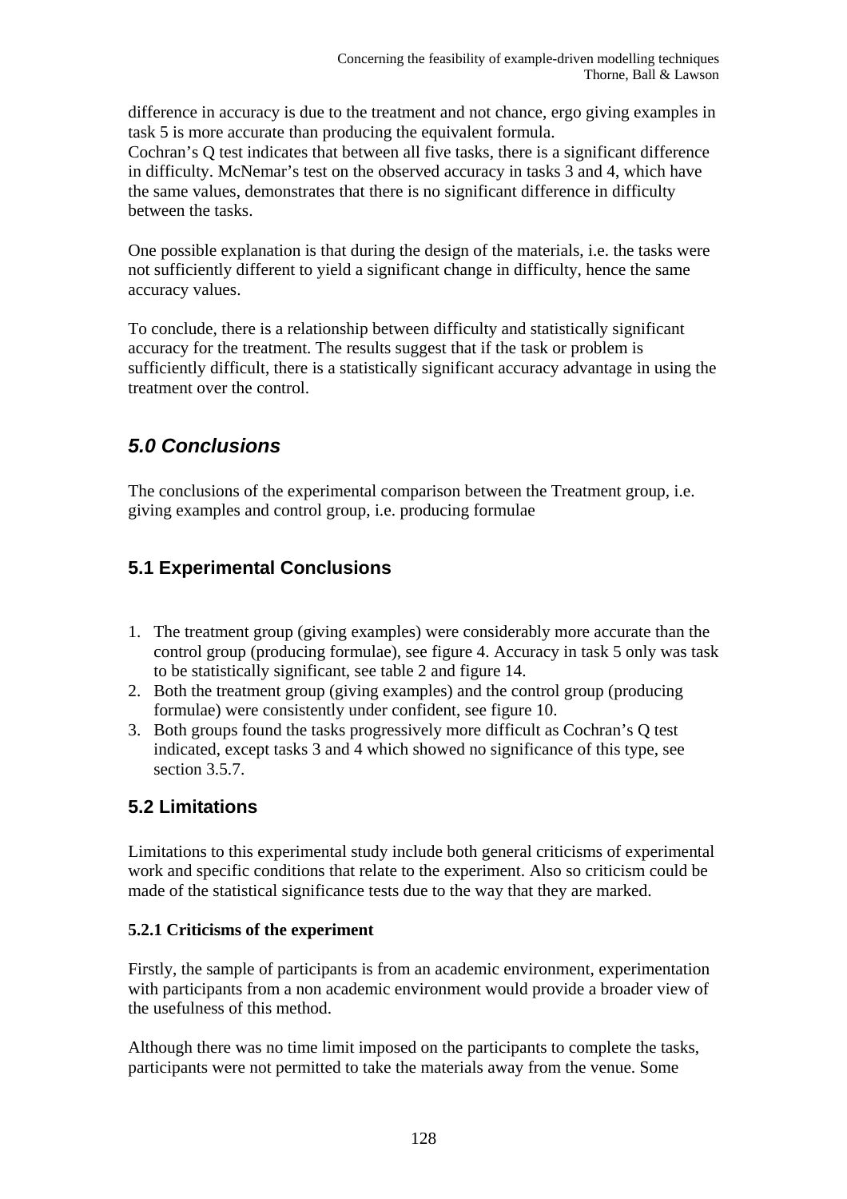difference in accuracy is due to the treatment and not chance, ergo giving examples in task 5 is more accurate than producing the equivalent formula.
Cochran's Q test indicates that between all five tasks, there is a significant difference in difficulty. McNemar's test on the observed accuracy in tasks 3 and 4, which have the same values, demonstrates that there is no significant difference in difficulty between the tasks.

One possible explanation is that during the design of the materials, i.e. the tasks were not sufficiently different to yield a significant change in difficulty, hence the same accuracy values.

To conclude, there is a relationship between difficulty and statistically significant accuracy for the treatment. The results suggest that if the task or problem is sufficiently difficult, there is a statistically significant accuracy advantage in using the treatment over the control.

## *5.0 Conclusions*

The conclusions of the experimental comparison between the Treatment group, i.e. giving examples and control group, i.e. producing formulae

### 5.1 Experimental Conclusions

1. The treatment group (giving examples) were considerably more accurate than the control group (producing formulae), see figure 4. Accuracy in task 5 only was task to be statistically significant, see table 2 and figure 14.
2. Both the treatment group (giving examples) and the control group (producing formulae) were consistently under confident, see figure 10.
3. Both groups found the tasks progressively more difficult as Cochran's Q test indicated, except tasks 3 and 4 which showed no significance of this type, see section 3.5.7.

### 5.2 Limitations

Limitations to this experimental study include both general criticisms of experimental work and specific conditions that relate to the experiment. Also so criticism could be made of the statistical significance tests due to the way that they are marked.

#### 5.2.1 Criticisms of the experiment

Firstly, the sample of participants is from an academic environment, experimentation with participants from a non academic environment would provide a broader view of the usefulness of this method.

Although there was no time limit imposed on the participants to complete the tasks, participants were not permitted to take the materials away from the venue. Some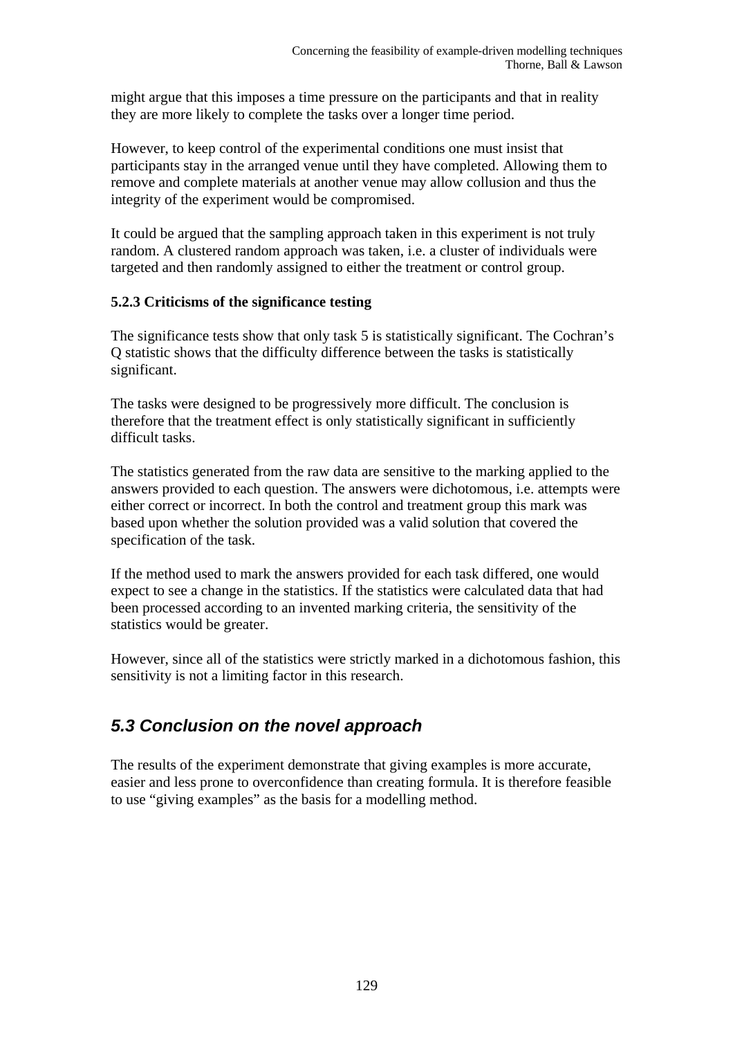might argue that this imposes a time pressure on the participants and that in reality they are more likely to complete the tasks over a longer time period.

However, to keep control of the experimental conditions one must insist that participants stay in the arranged venue until they have completed. Allowing them to remove and complete materials at another venue may allow collusion and thus the integrity of the experiment would be compromised.

It could be argued that the sampling approach taken in this experiment is not truly random. A clustered random approach was taken, i.e. a cluster of individuals were targeted and then randomly assigned to either the treatment or control group.

### 5.2.3 Criticisms of the significance testing

The significance tests show that only task 5 is statistically significant. The Cochran's Q statistic shows that the difficulty difference between the tasks is statistically significant.

The tasks were designed to be progressively more difficult. The conclusion is therefore that the treatment effect is only statistically significant in sufficiently difficult tasks.

The statistics generated from the raw data are sensitive to the marking applied to the answers provided to each question. The answers were dichotomous, i.e. attempts were either correct or incorrect. In both the control and treatment group this mark was based upon whether the solution provided was a valid solution that covered the specification of the task.

If the method used to mark the answers provided for each task differed, one would expect to see a change in the statistics. If the statistics were calculated data that had been processed according to an invented marking criteria, the sensitivity of the statistics would be greater.

However, since all of the statistics were strictly marked in a dichotomous fashion, this sensitivity is not a limiting factor in this research.

## *5.3 Conclusion on the novel approach*

The results of the experiment demonstrate that giving examples is more accurate, easier and less prone to overconfidence than creating formula. It is therefore feasible to use "giving examples" as the basis for a modelling method.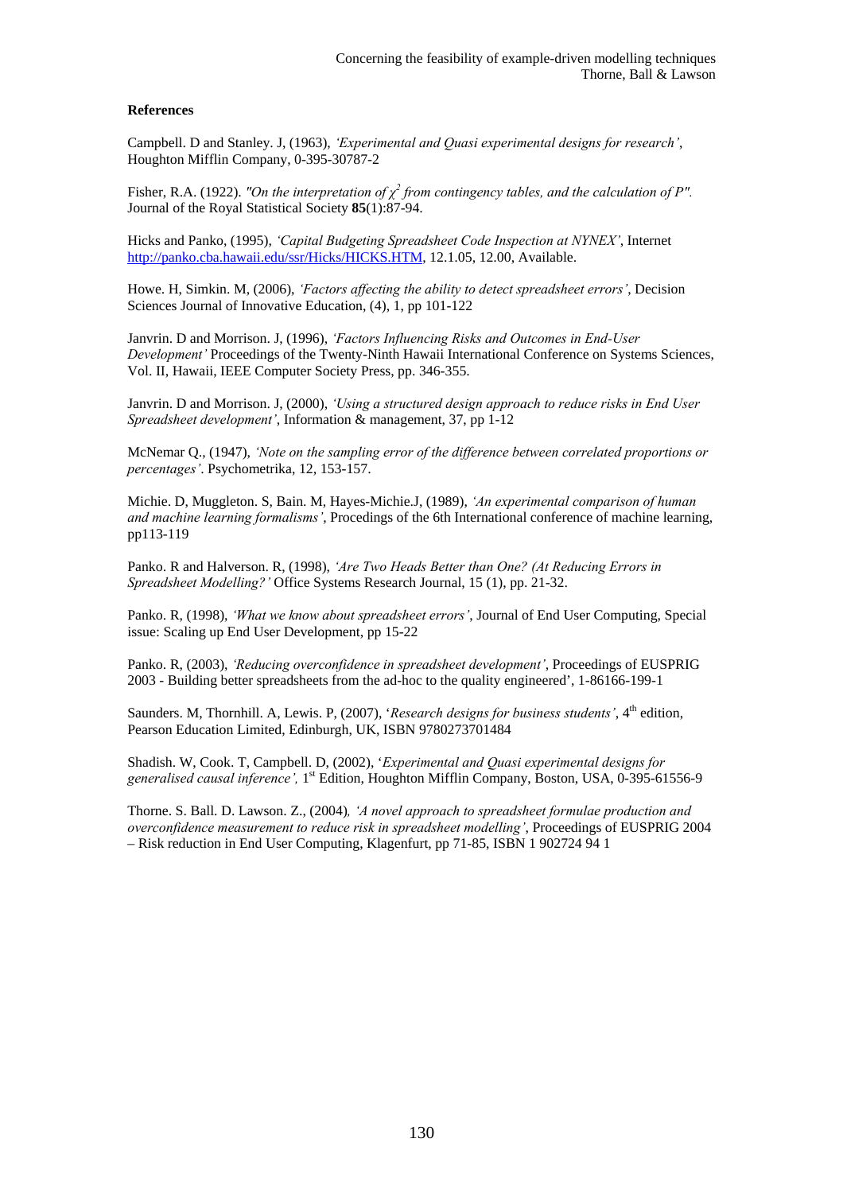**References**

Campbell. D and Stanley. J, (1963), *'Experimental and Quasi experimental designs for research'*, Houghton Mifflin Company, 0-395-30787-2

Fisher, R.A. (1922). *"On the interpretation of $\chi^2$ from contingency tables, and the calculation of P".* Journal of the Royal Statistical Society **85**(1):87-94.

Hicks and Panko, (1995), *'Capital Budgeting Spreadsheet Code Inspection at NYNEX'*, Internet http://panko.cba.hawaii.edu/ssr/Hicks/HICKS.HTM, 12.1.05, 12.00, Available.

Howe. H, Simkin. M, (2006), *'Factors affecting the ability to detect spreadsheet errors'*, Decision Sciences Journal of Innovative Education, (4), 1, pp 101-122

Janvrin. D and Morrison. J, (1996), *'Factors Influencing Risks and Outcomes in End-User Development'* Proceedings of the Twenty-Ninth Hawaii International Conference on Systems Sciences, Vol. II, Hawaii, IEEE Computer Society Press, pp. 346-355.

Janvrin. D and Morrison. J, (2000), *'Using a structured design approach to reduce risks in End User Spreadsheet development'*, Information & management, 37, pp 1-12

McNemar Q., (1947), *'Note on the sampling error of the difference between correlated proportions or percentages'*. Psychometrika, 12, 153-157.

Michie. D, Muggleton. S, Bain. M, Hayes-Michie.J, (1989), *'An experimental comparison of human and machine learning formalisms'*, Procedings of the 6th International conference of machine learning, pp113-119

Panko. R and Halverson. R, (1998), *'Are Two Heads Better than One? (At Reducing Errors in Spreadsheet Modelling?'* Office Systems Research Journal, 15 (1), pp. 21-32.

Panko. R, (1998), *'What we know about spreadsheet errors'*, Journal of End User Computing, Special issue: Scaling up End User Development, pp 15-22

Panko. R, (2003), *'Reducing overconfidence in spreadsheet development'*, Proceedings of EUSPRIG 2003 - Building better spreadsheets from the ad-hoc to the quality engineered', 1-86166-199-1

Saunders. M, Thornhill. A, Lewis. P, (2007), '*Research designs for business students'*, 4th edition, Pearson Education Limited, Edinburgh, UK, ISBN 9780273701484

Shadish. W, Cook. T, Campbell. D, (2002), '*Experimental and Quasi experimental designs for generalised causal inference',* 1st Edition, Houghton Mifflin Company, Boston, USA, 0-395-61556-9

Thorne. S. Ball. D. Lawson. Z., (2004)*, 'A novel approach to spreadsheet formulae production and overconfidence measurement to reduce risk in spreadsheet modelling'*, Proceedings of EUSPRIG 2004 – Risk reduction in End User Computing, Klagenfurt, pp 71-85, ISBN 1 902724 94 1